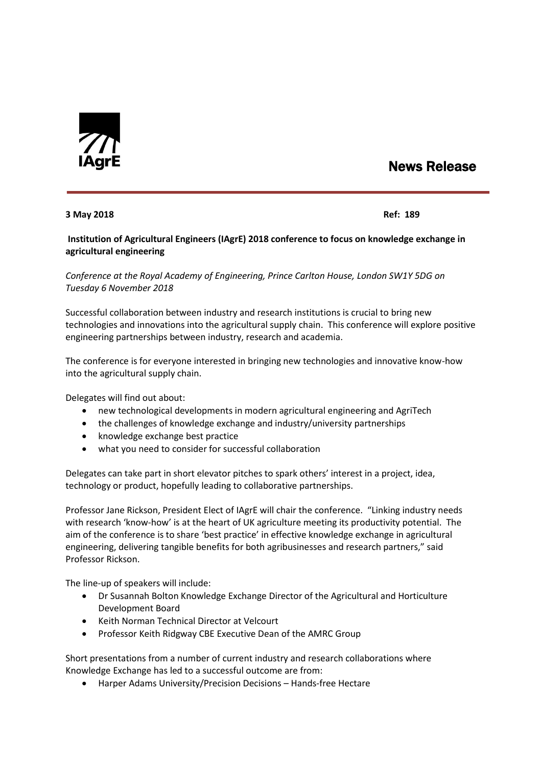IAgrE

# News Release

**3 May 2018** **Ref: 189**

**Institution of Agricultural Engineers (IAgrE) 2018 conference to focus on knowledge exchange in agricultural engineering**

*Conference at the Royal Academy of Engineering, Prince Carlton House, London SW1Y 5DG on Tuesday 6 November 2018*

Successful collaboration between industry and research institutions is crucial to bring new technologies and innovations into the agricultural supply chain. This conference will explore positive engineering partnerships between industry, research and academia.

The conference is for everyone interested in bringing new technologies and innovative know-how into the agricultural supply chain.

Delegates will find out about:

- new technological developments in modern agricultural engineering and AgriTech
- the challenges of knowledge exchange and industry/university partnerships
- knowledge exchange best practice
- what you need to consider for successful collaboration

Delegates can take part in short elevator pitches to spark others' interest in a project, idea, technology or product, hopefully leading to collaborative partnerships.

Professor Jane Rickson, President Elect of IAgrE will chair the conference. "Linking industry needs with research 'know-how' is at the heart of UK agriculture meeting its productivity potential. The aim of the conference is to share 'best practice' in effective knowledge exchange in agricultural engineering, delivering tangible benefits for both agribusinesses and research partners," said Professor Rickson.

The line-up of speakers will include:

- Dr Susannah Bolton Knowledge Exchange Director of the Agricultural and Horticulture Development Board
- Keith Norman Technical Director at Velcourt
- Professor Keith Ridgway CBE Executive Dean of the AMRC Group

Short presentations from a number of current industry and research collaborations where Knowledge Exchange has led to a successful outcome are from:

- Harper Adams University/Precision Decisions – Hands-free Hectare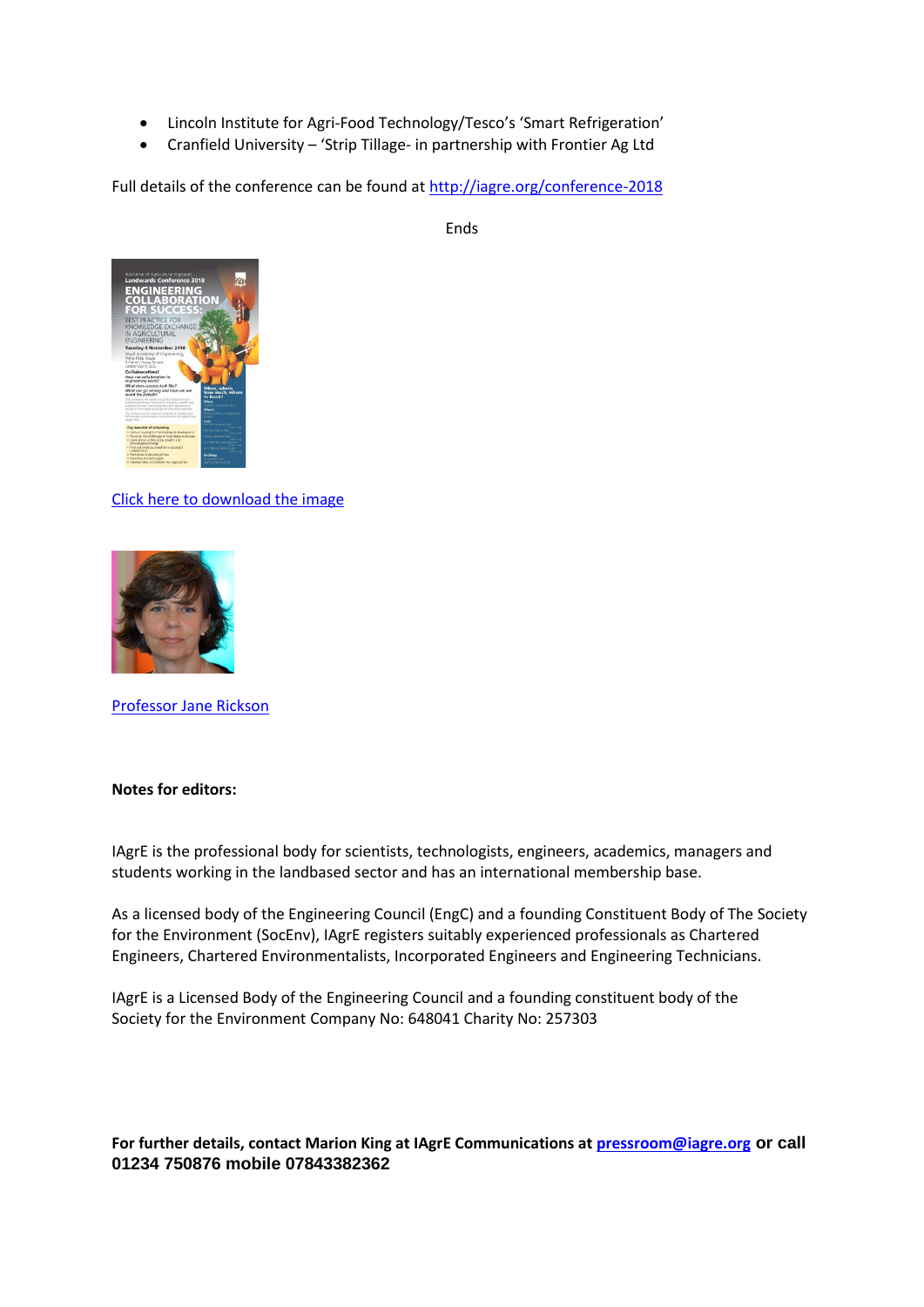- Lincoln Institute for Agri-Food Technology/Tesco's 'Smart Refrigeration'
- Cranfield University – 'Strip Tillage- in partnership with Frontier Ag Ltd

Full details of the conference can be found at [http://iagre.org/conference-2018](http://iagre.org/conference-2018)

Ends

[Click here to download the image]()

[Professor Jane Rickson]()

**Notes for editors:**

IAgrE is the professional body for scientists, technologists, engineers, academics, managers and students working in the landbased sector and has an international membership base.

As a licensed body of the Engineering Council (EngC) and a founding Constituent Body of The Society for the Environment (SocEnv), IAgrE registers suitably experienced professionals as Chartered Engineers, Chartered Environmentalists, Incorporated Engineers and Engineering Technicians.

IAgrE is a Licensed Body of the Engineering Council and a founding constituent body of the Society for the Environment Company No: 648041 Charity No: 257303

**For further details, contact Marion King at IAgrE Communications at [pressroom@iagre.org](mailto:pressroom@iagre.org) or call 01234 750876 mobile 07843382362**